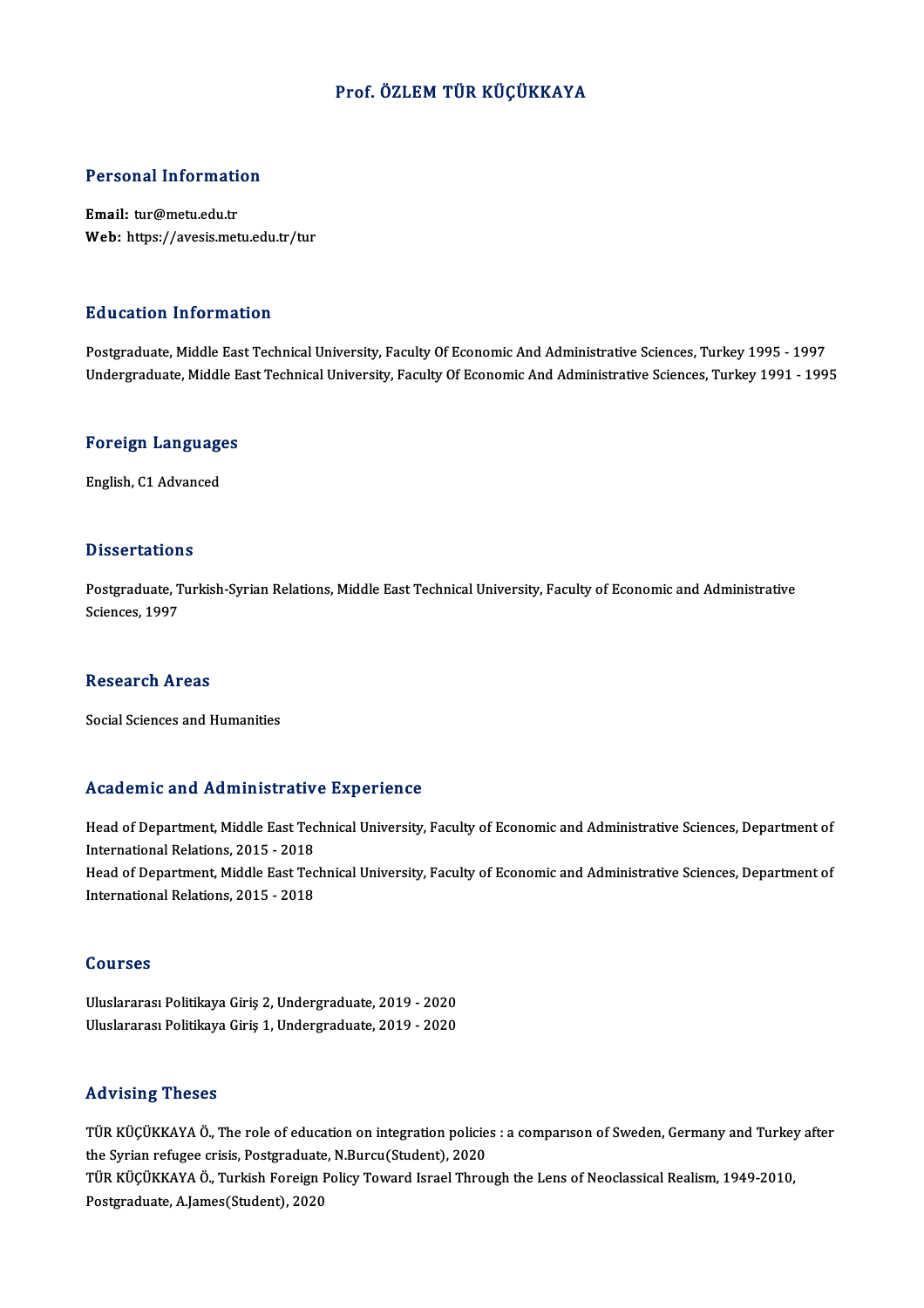# Prof. ÖZLEM TÜR KÜÇÜKKAYA

## Personal Information

**Email:** tur@metu.edu.tr
**Web:** https://avesis.metu.edu.tr/tur

## Education Information

Postgraduate, Middle East Technical University, Faculty Of Economic And Administrative Sciences, Turkey 1995 - 1997
Undergraduate, Middle East Technical University, Faculty Of Economic And Administrative Sciences, Turkey 1991 - 1995

## Foreign Languages

English, C1 Advanced

## Dissertations

Postgraduate, Turkish-Syrian Relations, Middle East Technical University, Faculty of Economic and Administrative Sciences, 1997

## Research Areas

Social Sciences and Humanities

## Academic and Administrative Experience

Head of Department, Middle East Technical University, Faculty of Economic and Administrative Sciences, Department of International Relations, 2015 - 2018
Head of Department, Middle East Technical University, Faculty of Economic and Administrative Sciences, Department of International Relations, 2015 - 2018

## Courses

Uluslararası Politikaya Giriş 2, Undergraduate, 2019 - 2020
Uluslararası Politikaya Giriş 1, Undergraduate, 2019 - 2020

## Advising Theses

TÜR KÜÇÜKKAYA Ö., The role of education on integration policies : a comparıson of Sweden, Germany and Turkey after the Syrian refugee crisis, Postgraduate, N.Burcu(Student), 2020
TÜR KÜÇÜKKAYA Ö., Turkish Foreign Policy Toward Israel Through the Lens of Neoclassical Realism, 1949-2010, Postgraduate, A.James(Student), 2020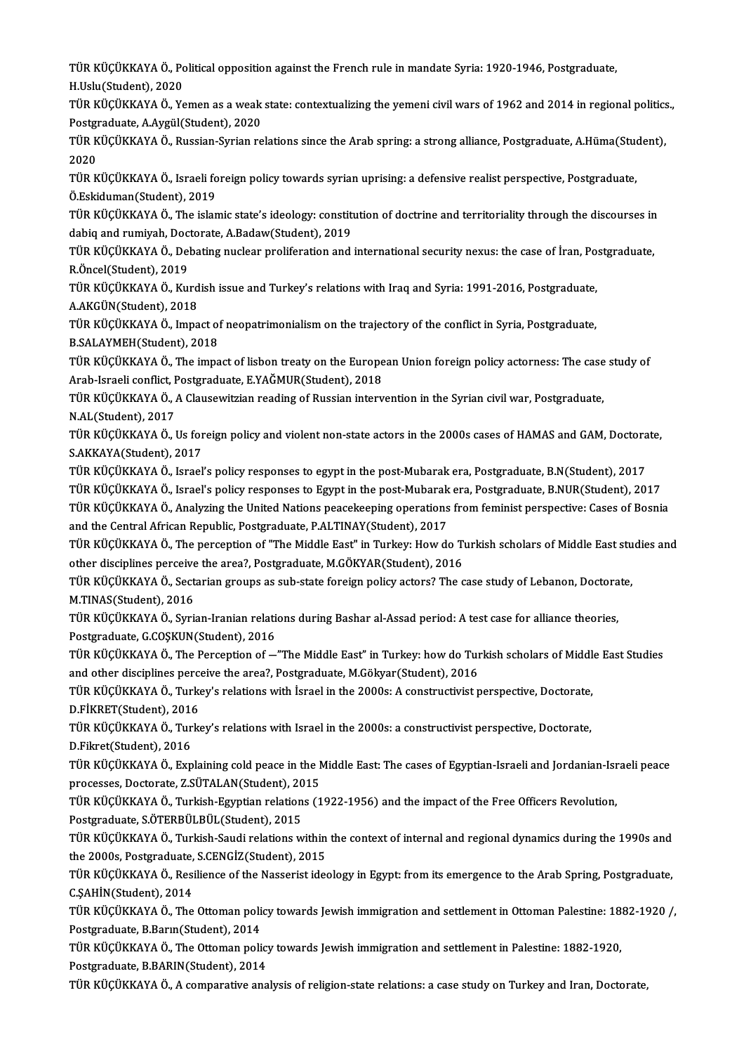TÜR KÜÇÜKKAYA Ö., Political opposition against the French rule in mandate Syria: 1920-1946, Postgraduate, H.Uslu(Student), 2020

TÜR KÜÇÜKKAYA Ö., Yemen as a weak state: contextualizing the yemeni civil wars of 1962 and 2014 in regional politics., Postgraduate, A.Aygül(Student), 2020

TÜR KÜÇÜKKAYA Ö., Russian-Syrian relations since the Arab spring: a strong alliance, Postgraduate, A.Hüma(Student), 2020

TÜR KÜÇÜKKAYA Ö., Israeli foreign policy towards syrian uprising: a defensive realist perspective, Postgraduate, Ö.Eskiduman(Student), 2019

TÜR KÜÇÜKKAYA Ö., The islamic state's ideology: constitution of doctrine and territoriality through the discourses in dabiq and rumiyah, Doctorate, A.Badaw(Student), 2019

TÜR KÜÇÜKKAYA Ö., Debating nuclear proliferation and international security nexus: the case of İran, Postgraduate, R.Öncel(Student), 2019

TÜR KÜÇÜKKAYA Ö., Kurdish issue and Turkey's relations with Iraq and Syria: 1991-2016, Postgraduate, A.AKGÜN(Student), 2018

TÜR KÜÇÜKKAYA Ö., Impact of neopatrimonialism on the trajectory of the conflict in Syria, Postgraduate, B.SALAYMEH(Student), 2018

TÜR KÜÇÜKKAYA Ö., The impact of lisbon treaty on the European Union foreign policy actorness: The case study of Arab-Israeli conflict, Postgraduate, E.YAĞMUR(Student), 2018

TÜR KÜÇÜKKAYA Ö., A Clausewitzian reading of Russian intervention in the Syrian civil war, Postgraduate, N.AL(Student), 2017

TÜR KÜÇÜKKAYA Ö., Us foreign policy and violent non-state actors in the 2000s cases of HAMAS and GAM, Doctorate, S.AKKAYA(Student), 2017

TÜR KÜÇÜKKAYA Ö., Israel's policy responses to egypt in the post-Mubarak era, Postgraduate, B.N(Student), 2017

TÜR KÜÇÜKKAYA Ö., Israel's policy responses to Egypt in the post-Mubarak era, Postgraduate, B.NUR(Student), 2017

TÜR KÜÇÜKKAYA Ö., Analyzing the United Nations peacekeeping operations from feminist perspective: Cases of Bosnia and the Central African Republic, Postgraduate, P.ALTINAY(Student), 2017

TÜR KÜÇÜKKAYA Ö., The perception of "The Middle East" in Turkey: How do Turkish scholars of Middle East studies and other disciplines perceive the area?, Postgraduate, M.GÖKYAR(Student), 2016

TÜR KÜÇÜKKAYA Ö., Sectarian groups as sub-state foreign policy actors? The case study of Lebanon, Doctorate, M.TINAS(Student), 2016

TÜR KÜÇÜKKAYA Ö., Syrian-Iranian relations during Bashar al-Assad period: A test case for alliance theories, Postgraduate, G.COŞKUN(Student), 2016

TÜR KÜÇÜKKAYA Ö., The Perception of —"The Middle East" in Turkey: how do Turkish scholars of Middle East Studies and other disciplines perceive the area?, Postgraduate, M.Gökyar(Student), 2016

TÜR KÜÇÜKKAYA Ö., Turkey's relations with İsrael in the 2000s: A constructivist perspective, Doctorate, D.FİKRET(Student), 2016

TÜR KÜÇÜKKAYA Ö., Turkey's relations with Israel in the 2000s: a constructivist perspective, Doctorate, D.Fikret(Student), 2016

TÜR KÜÇÜKKAYA Ö., Explaining cold peace in the Middle East: The cases of Egyptian-Israeli and Jordanian-Israeli peace processes, Doctorate, Z.SÜTALAN(Student), 2015

TÜR KÜÇÜKKAYA Ö., Turkish-Egyptian relations (1922-1956) and the impact of the Free Officers Revolution, Postgraduate, S.ÖTERBÜLBÜL(Student), 2015

TÜR KÜÇÜKKAYA Ö., Turkish-Saudi relations within the context of internal and regional dynamics during the 1990s and the 2000s, Postgraduate, S.CENGİZ(Student), 2015

TÜR KÜÇÜKKAYA Ö., Resilience of the Nasserist ideology in Egypt: from its emergence to the Arab Spring, Postgraduate, C.ŞAHİN(Student), 2014

TÜR KÜÇÜKKAYA Ö., The Ottoman policy towards Jewish immigration and settlement in Ottoman Palestine: 1882-1920 /, Postgraduate, B.Barın(Student), 2014

TÜR KÜÇÜKKAYA Ö., The Ottoman policy towards Jewish immigration and settlement in Palestine: 1882-1920, Postgraduate, B.BARIN(Student), 2014

TÜR KÜÇÜKKAYA Ö., A comparative analysis of religion-state relations: a case study on Turkey and Iran, Doctorate,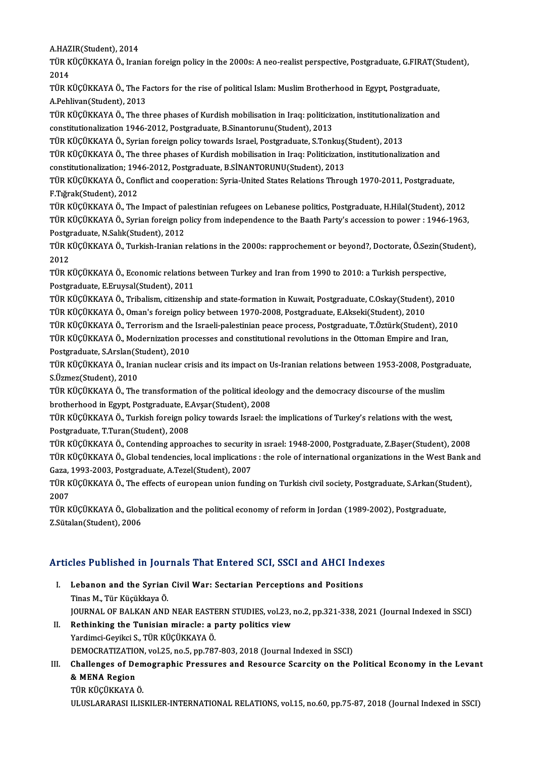A.HAZIR(Student), 2014

TÜR KÜÇÜKKAYA Ö., Iranian foreign policy in the 2000s: A neo-realist perspective, Postgraduate, G.FIRAT(Student), 2014

TÜR KÜÇÜKKAYA Ö., The Factors for the rise of political Islam: Muslim Brotherhood in Egypt, Postgraduate, A.Pehlivan(Student), 2013

TÜR KÜÇÜKKAYA Ö., The three phases of Kurdish mobilisation in Iraq: politicization, institutionalization and constitutionalization 1946-2012, Postgraduate, B.Sinantorunu(Student), 2013

TÜR KÜÇÜKKAYA Ö., Syrian foreign policy towards Israel, Postgraduate, S.Tonkuş(Student), 2013

TÜR KÜÇÜKKAYA Ö., The three phases of Kurdish mobilisation in Iraq: Politicization, institutionalization and constitutionalization; 1946-2012, Postgraduate, B.SİNANTORUNU(Student), 2013

TÜR KÜÇÜKKAYA Ö., Conflict and cooperation: Syria-United States Relations Through 1970-2011, Postgraduate, F.Tığrak(Student), 2012

TÜR KÜÇÜKKAYA Ö., The Impact of palestinian refugees on Lebanese politics, Postgraduate, H.Hilal(Student), 2012

TÜR KÜÇÜKKAYA Ö., Syrian foreign policy from independence to the Baath Party's accession to power : 1946-1963, Postgraduate, N.Salık(Student), 2012

TÜR KÜÇÜKKAYA Ö., Turkish-Iranian relations in the 2000s: rapprochement or beyond?, Doctorate, Ö.Sezin(Student), 2012

TÜR KÜÇÜKKAYA Ö., Economic relations between Turkey and Iran from 1990 to 2010: a Turkish perspective, Postgraduate, E.Eruysal(Student), 2011

TÜR KÜÇÜKKAYA Ö., Tribalism, citizenship and state-formation in Kuwait, Postgraduate, C.Oskay(Student), 2010

TÜR KÜÇÜKKAYA Ö., Oman's foreign policy between 1970-2008, Postgraduate, E.Akseki(Student), 2010

TÜR KÜÇÜKKAYA Ö., Terrorism and the Israeli-palestinian peace process, Postgraduate, T.Öztürk(Student), 2010

TÜR KÜÇÜKKAYA Ö., Modernization processes and constitutional revolutions in the Ottoman Empire and Iran, Postgraduate, S.Arslan(Student), 2010

TÜR KÜÇÜKKAYA Ö., Iranian nuclear crisis and its impact on Us-Iranian relations between 1953-2008, Postgraduate, S.Üzmez(Student), 2010

TÜR KÜÇÜKKAYA Ö., The transformation of the political ideology and the democracy discourse of the muslim brotherhood in Egypt, Postgraduate, E.Avşar(Student), 2008

TÜR KÜÇÜKKAYA Ö., Turkish foreign policy towards Israel: the implications of Turkey's relations with the west, Postgraduate, T.Turan(Student), 2008

TÜR KÜÇÜKKAYA Ö., Contending approaches to security in ısrael: 1948-2000, Postgraduate, Z.Başer(Student), 2008

TÜR KÜÇÜKKAYA Ö., Global tendencies, local implications : the role of international organizations in the West Bank and Gaza, 1993-2003, Postgraduate, A.Tezel(Student), 2007

TÜR KÜÇÜKKAYA Ö., The effects of european union funding on Turkish civil society, Postgraduate, S.Arkan(Student), 2007

TÜR KÜÇÜKKAYA Ö., Globalization and the political economy of reform in Jordan (1989-2002), Postgraduate, Z.Sütalan(Student), 2006

## Articles Published in Journals That Entered SCI, SSCI and AHCI Indexes

I. **Lebanon and the Syrian Civil War: Sectarian Perceptions and Positions**
   Tinas M., Tür Küçükkaya Ö.
   JOURNAL OF BALKAN AND NEAR EASTERN STUDIES, vol.23, no.2, pp.321-338, 2021 (Journal Indexed in SSCI)

II. **Rethinking the Tunisian miracle: a party politics view**
   Yardimci-Geyikci S., TÜR KÜÇÜKKAYA Ö.
   DEMOCRATIZATION, vol.25, no.5, pp.787-803, 2018 (Journal Indexed in SSCI)

III. **Challenges of Demographic Pressures and Resource Scarcity on the Political Economy in the Levant & MENA Region**
   TÜR KÜÇÜKKAYA Ö.
   ULUSLARARASI ILISKILER-INTERNATIONAL RELATIONS, vol.15, no.60, pp.75-87, 2018 (Journal Indexed in SSCI)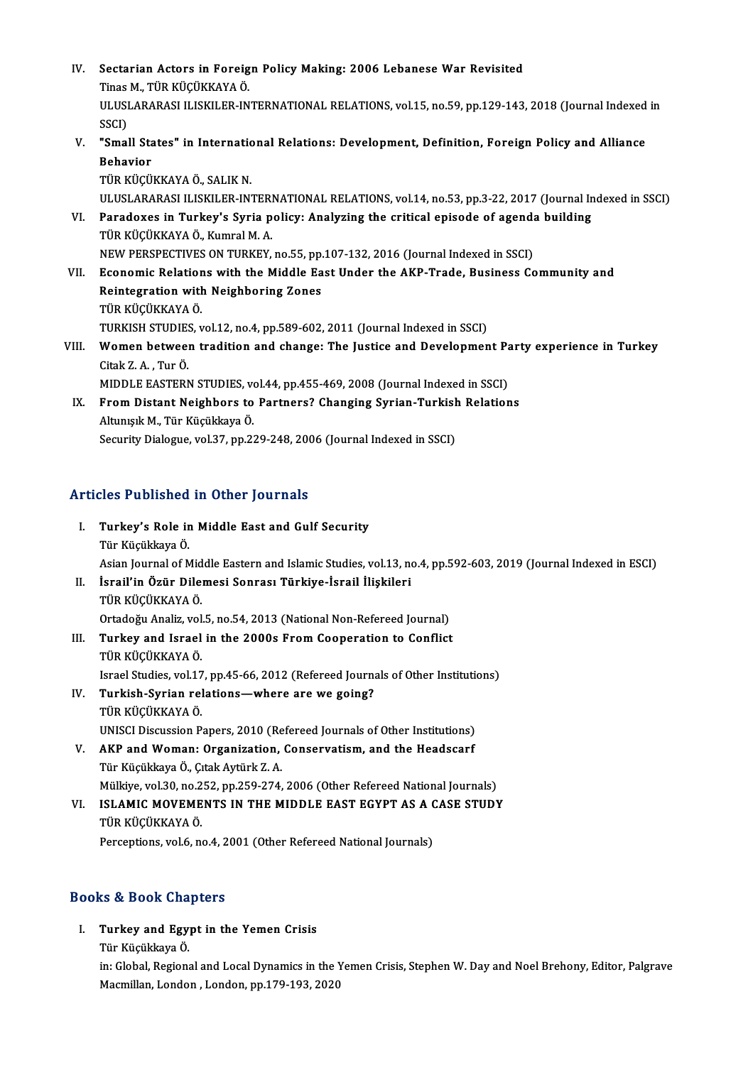IV. **Sectarian Actors in Foreign Policy Making: 2006 Lebanese War Revisited**
Tinas M., TÜR KÜÇÜKKAYA Ö.
ULUSLARARASI ILISKILER-INTERNATIONAL RELATIONS, vol.15, no.59, pp.129-143, 2018 (Journal Indexed in SSCI)

V. **"Small States" in International Relations: Development, Definition, Foreign Policy and Alliance Behavior**
TÜR KÜÇÜKKAYA Ö., SALIK N.
ULUSLARARASI ILISKILER-INTERNATIONAL RELATIONS, vol.14, no.53, pp.3-22, 2017 (Journal Indexed in SSCI)

VI. **Paradoxes in Turkey's Syria policy: Analyzing the critical episode of agenda building**
TÜR KÜÇÜKKAYA Ö., Kumral M. A.
NEW PERSPECTIVES ON TURKEY, no.55, pp.107-132, 2016 (Journal Indexed in SSCI)

VII. **Economic Relations with the Middle East Under the AKP-Trade, Business Community and Reintegration with Neighboring Zones**
TÜR KÜÇÜKKAYA Ö.
TURKISH STUDIES, vol.12, no.4, pp.589-602, 2011 (Journal Indexed in SSCI)

VIII. **Women between tradition and change: The Justice and Development Party experience in Turkey**
Citak Z. A. , Tur Ö.
MIDDLE EASTERN STUDIES, vol.44, pp.455-469, 2008 (Journal Indexed in SSCI)

IX. **From Distant Neighbors to Partners? Changing Syrian-Turkish Relations**
Altunışık M., Tür Küçükkaya Ö.
Security Dialogue, vol.37, pp.229-248, 2006 (Journal Indexed in SSCI)

## Articles Published in Other Journals

I. **Turkey's Role in Middle East and Gulf Security**
Tür Küçükkaya Ö.
Asian Journal of Middle Eastern and Islamic Studies, vol.13, no.4, pp.592-603, 2019 (Journal Indexed in ESCI)

II. **İsrail'in Özür Dilemesi Sonrası Türkiye-İsrail İlişkileri**
TÜR KÜÇÜKKAYA Ö.
Ortadoğu Analiz, vol.5, no.54, 2013 (National Non-Refereed Journal)

III. **Turkey and Israel in the 2000s From Cooperation to Conflict**
TÜR KÜÇÜKKAYA Ö.
Israel Studies, vol.17, pp.45-66, 2012 (Refereed Journals of Other Institutions)

IV. **Turkish-Syrian relations—where are we going?**
TÜR KÜÇÜKKAYA Ö.
UNISCI Discussion Papers, 2010 (Refereed Journals of Other Institutions)

V. **AKP and Woman: Organization, Conservatism, and the Headscarf**
Tür Küçükkaya Ö., Çıtak Aytürk Z. A.
Mülkiye, vol.30, no.252, pp.259-274, 2006 (Other Refereed National Journals)

VI. **ISLAMIC MOVEMENTS IN THE MIDDLE EAST EGYPT AS A CASE STUDY**
TÜR KÜÇÜKKAYA Ö.
Perceptions, vol.6, no.4, 2001 (Other Refereed National Journals)

## Books & Book Chapters

I. **Turkey and Egypt in the Yemen Crisis**
Tür Küçükkaya Ö.
in: Global, Regional and Local Dynamics in the Yemen Crisis, Stephen W. Day and Noel Brehony, Editor, Palgrave Macmillan, London , London, pp.179-193, 2020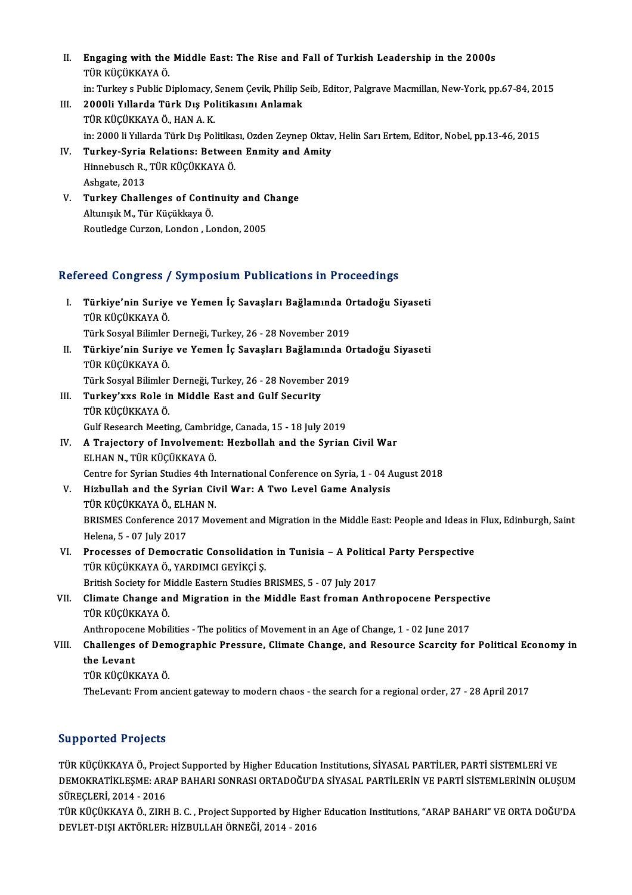II. **Engaging with the Middle East: The Rise and Fall of Turkish Leadership in the 2000s**
TÜR KÜÇÜKKAYA Ö.
in: Turkey s Public Diplomacy, Senem Çevik, Philip Seib, Editor, Palgrave Macmillan, New-York, pp.67-84, 2015

III. **2000li Yıllarda Türk Dış Politikasını Anlamak**
TÜR KÜÇÜKKAYA Ö., HAN A. K.
in: 2000 li Yıllarda Türk Dış Politikası, Ozden Zeynep Oktav, Helin Sarı Ertem, Editor, Nobel, pp.13-46, 2015

IV. **Turkey-Syria Relations: Between Enmity and Amity**
Hinnebusch R., TÜR KÜÇÜKKAYA Ö.
Ashgate, 2013

V. **Turkey Challenges of Continuity and Change**
Altunışık M., Tür Küçükkaya Ö.
Routledge Curzon, London , London, 2005

## Refereed Congress / Symposium Publications in Proceedings

I. **Türkiye'nin Suriye ve Yemen İç Savaşları Bağlamında Ortadoğu Siyaseti**
TÜR KÜÇÜKKAYA Ö.
Türk Sosyal Bilimler Derneği, Turkey, 26 - 28 November 2019

II. **Türkiye'nin Suriye ve Yemen İç Savaşları Bağlamında Ortadoğu Siyaseti**
TÜR KÜÇÜKKAYA Ö.
Türk Sosyal Bilimler Derneği, Turkey, 26 - 28 November 2019

III. **Turkey'xxs Role in Middle East and Gulf Security**
TÜR KÜÇÜKKAYA Ö.
Gulf Research Meeting, Cambridge, Canada, 15 - 18 July 2019

IV. **A Trajectory of Involvement: Hezbollah and the Syrian Civil War**
ELHAN N., TÜR KÜÇÜKKAYA Ö.
Centre for Syrian Studies 4th International Conference on Syria, 1 - 04 August 2018

V. **Hizbullah and the Syrian Civil War: A Two Level Game Analysis**
TÜR KÜÇÜKKAYA Ö., ELHAN N.
BRISMES Conference 2017 Movement and Migration in the Middle East: People and Ideas in Flux, Edinburgh, Saint Helena, 5 - 07 July 2017

VI. **Processes of Democratic Consolidation in Tunisia – A Political Party Perspective**
TÜR KÜÇÜKKAYA Ö., YARDIMCI GEYİKÇİ Ş.
British Society for Middle Eastern Studies BRISMES, 5 - 07 July 2017

VII. **Climate Change and Migration in the Middle East froman Anthropocene Perspective**
TÜR KÜÇÜKKAYA Ö.
Anthropocene Mobilities - The politics of Movement in an Age of Change, 1 - 02 June 2017

VIII. **Challenges of Demographic Pressure, Climate Change, and Resource Scarcity for Political Economy in the Levant**
TÜR KÜÇÜKKAYA Ö.
TheLevant: From ancient gateway to modern chaos - the search for a regional order, 27 - 28 April 2017

## Supported Projects

TÜR KÜÇÜKKAYA Ö., Project Supported by Higher Education Institutions, SİYASAL PARTİLER, PARTİ SİSTEMLERİ VE DEMOKRATİKLEŞME: ARAP BAHARI SONRASI ORTADOĞU'DA SİYASAL PARTİLERİN VE PARTİ SİSTEMLERİNİN OLUŞUM SÜREÇLERİ, 2014 - 2016

TÜR KÜÇÜKKAYA Ö., ZIRH B. C. , Project Supported by Higher Education Institutions, "ARAP BAHARI" VE ORTA DOĞU'DA DEVLET-DIŞI AKTÖRLER: HİZBULLAH ÖRNEĞİ, 2014 - 2016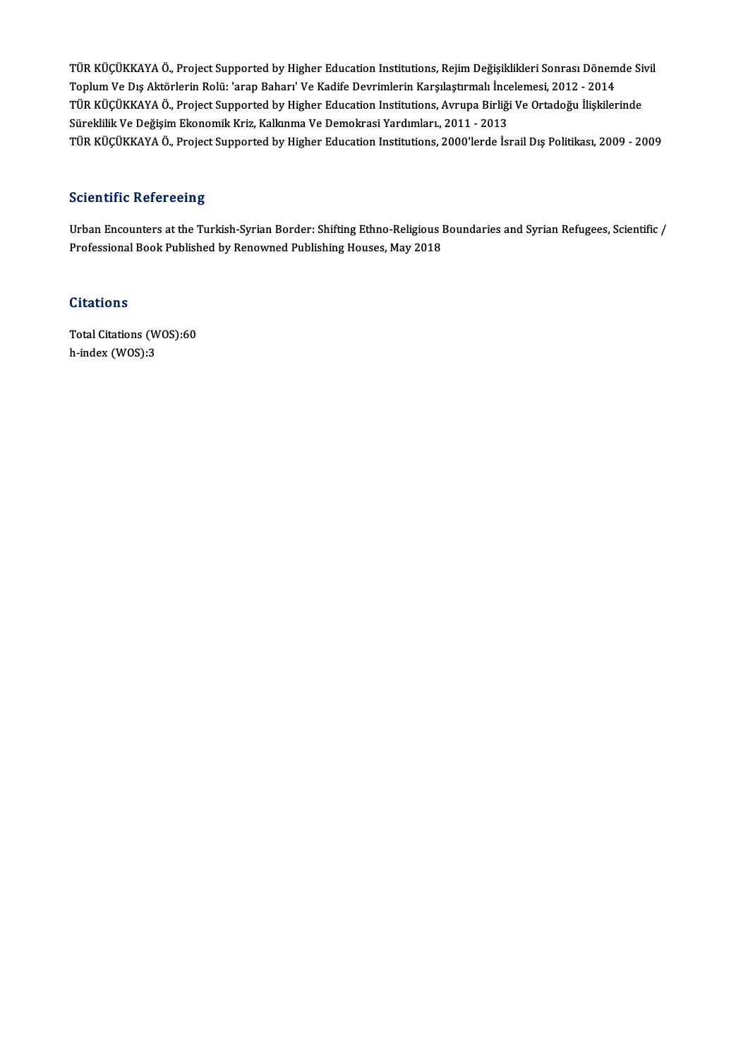TÜR KÜÇÜKKAYA Ö., Project Supported by Higher Education Institutions, Rejim Değişiklikleri Sonrası Dönemde Sivil Toplum Ve Dış Aktörlerin Rolü: 'arap Baharı' Ve Kadife Devrimlerin Karşılaştırmalı İncelemesi, 2012 - 2014

TÜR KÜÇÜKKAYA Ö., Project Supported by Higher Education Institutions, Avrupa Birliği Ve Ortadoğu İlişkilerinde Süreklilik Ve Değişim Ekonomik Kriz, Kalkınma Ve Demokrasi Yardımları., 2011 - 2013

TÜR KÜÇÜKKAYA Ö., Project Supported by Higher Education Institutions, 2000'lerde İsrail Dış Politikası, 2009 - 2009

## Scientific Refereeing

Urban Encounters at the Turkish-Syrian Border: Shifting Ethno-Religious Boundaries and Syrian Refugees, Scientific / Professional Book Published by Renowned Publishing Houses, May 2018

## Citations

Total Citations (WOS):60

h-index (WOS):3